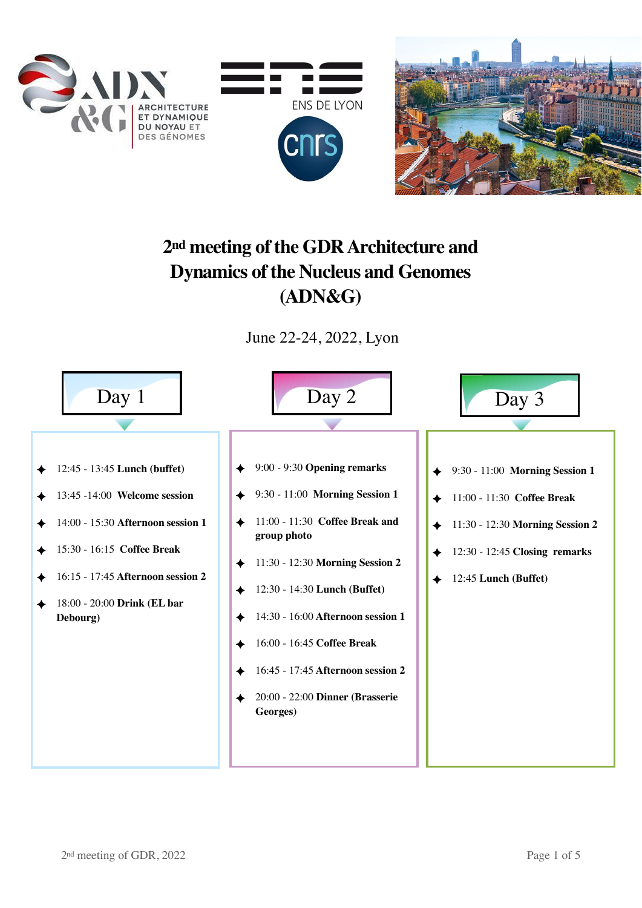# 2nd meeting of the GDR Architecture and Dynamics of the Nucleus and Genomes (ADN&G)

June 22-24, 2022, Lyon

## Day 1

- 12:45 - 13:45 **Lunch (buffet)**
- 13:45 -14:00 **Welcome session**
- 14:00 - 15:30 **Afternoon session 1**
- 15:30 - 16:15 **Coffee Break**
- 16:15 - 17:45 **Afternoon session 2**
- 18:00 - 20:00 **Drink (EL bar Debourg)**

## Day 2

- 9:00 - 9:30 **Opening remarks**
- 9:30 - 11:00 **Morning Session 1**
- 11:00 - 11:30 **Coffee Break and group photo**
- 11:30 - 12:30 **Morning Session 2**
- 12:30 - 14:30 **Lunch (Buffet)**
- 14:30 - 16:00 **Afternoon session 1**
- 16:00 - 16:45 **Coffee Break**
- 16:45 - 17:45 **Afternoon session 2**
- 20:00 - 22:00 **Dinner (Brasserie Georges)**

## Day 3

- 9:30 - 11:00 **Morning Session 1**
- 11:00 - 11:30 **Coffee Break**
- 11:30 - 12:30 **Morning Session 2**
- 12:30 - 12:45 **Closing remarks**
- 12:45 **Lunch (Buffet)**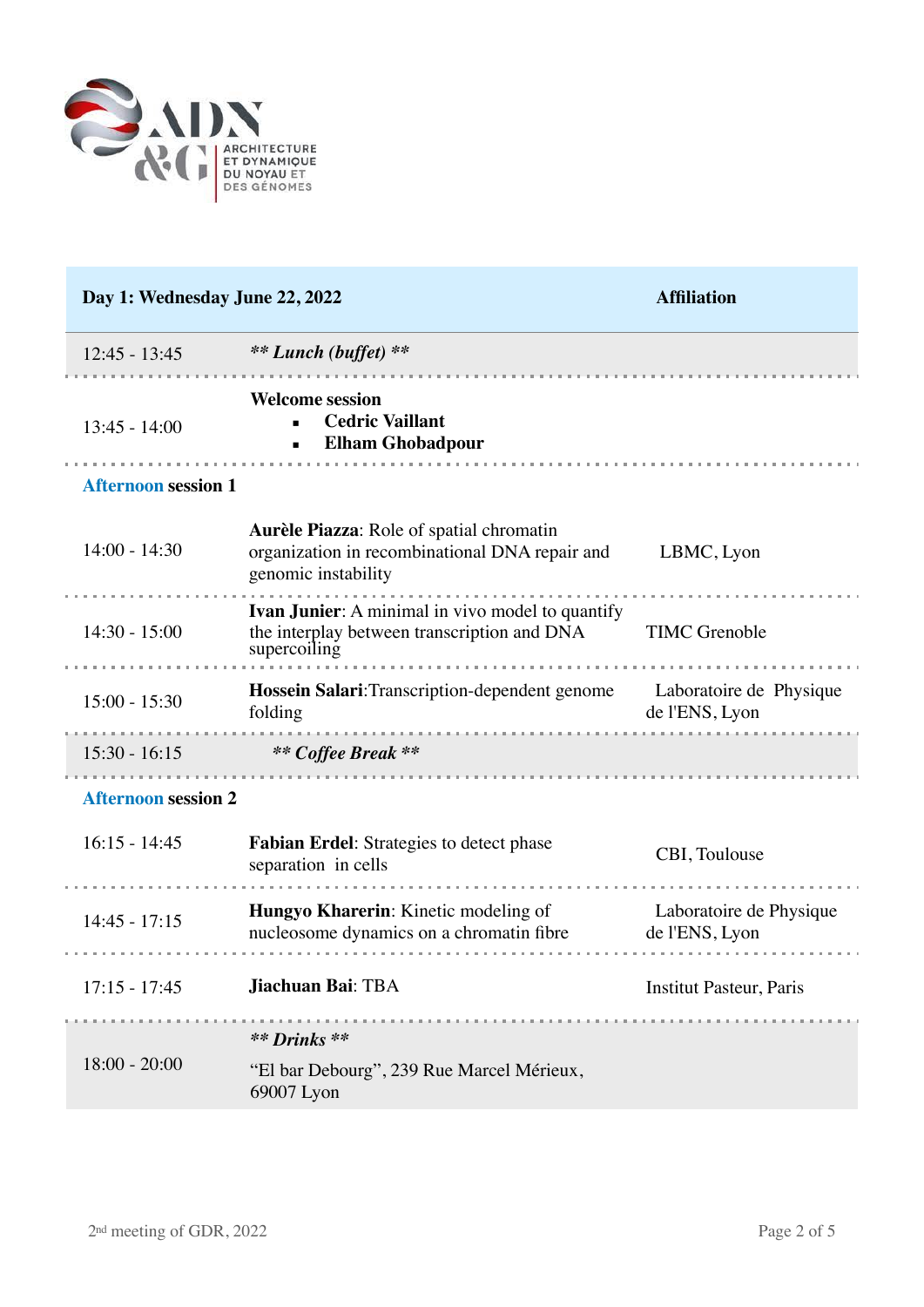| Day 1: Wednesday June 22, 2022 | | Affiliation |
| --- | --- | --- |
| 12:45 - 13:45 | ***\*\* Lunch (buffet) \*\**** | |
| 13:45 - 14:00 | **Welcome session**<br>▪ **Cedric Vaillant**<br>▪ **Elham Ghobadpour** | |
| **Afternoon session 1** | | |
| 14:00 - 14:30 | **Aurèle Piazza**: Role of spatial chromatin organization in recombinational DNA repair and genomic instability | LBMC, Lyon |
| 14:30 - 15:00 | **Ivan Junier**: A minimal in vivo model to quantify the interplay between transcription and DNA supercoiling | TIMC Grenoble |
| 15:00 - 15:30 | **Hossein Salari**:Transcription-dependent genome folding | Laboratoire de Physique de l'ENS, Lyon |
| 15:30 - 16:15 | ***\*\* Coffee Break \*\**** | |
| **Afternoon session 2** | | |
| 16:15 - 14:45 | **Fabian Erdel**: Strategies to detect phase separation in cells | CBI, Toulouse |
| 14:45 - 17:15 | **Hungyo Kharerin**: Kinetic modeling of nucleosome dynamics on a chromatin fibre | Laboratoire de Physique de l'ENS, Lyon |
| 17:15 - 17:45 | **Jiachuan Bai**: TBA | Institut Pasteur, Paris |
| 18:00 - 20:00 | ***\*\* Drinks \*\****<br>"El bar Debourg", 239 Rue Marcel Mérieux, 69007 Lyon | |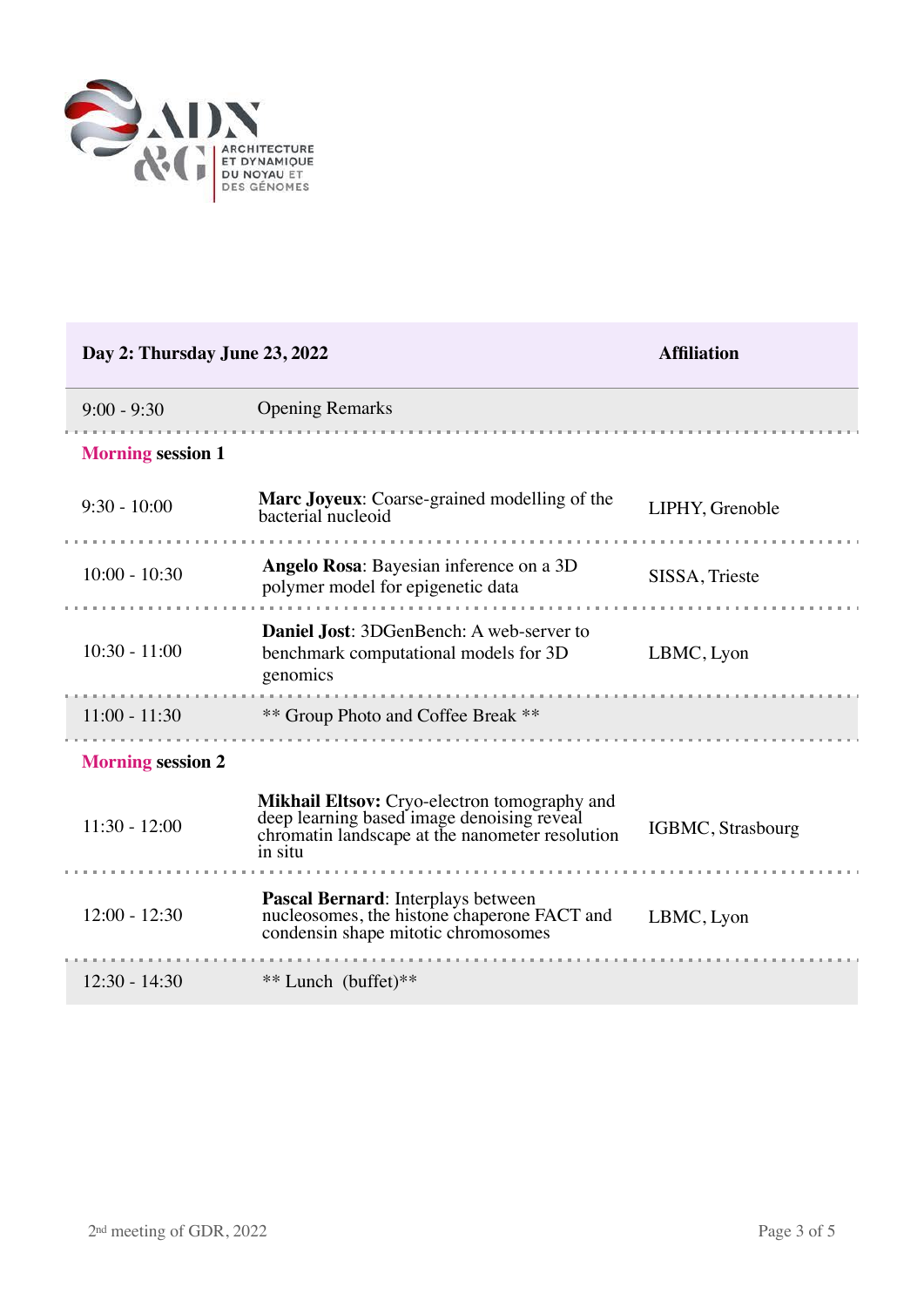| Day 2: Thursday June 23, 2022 | | Affiliation |
|---|---|---|
| 9:00 - 9:30 | Opening Remarks | |
| **Morning session 1** | | |
| 9:30 - 10:00 | **Marc Joyeux**: Coarse-grained modelling of the bacterial nucleoid | LIPHY, Grenoble |
| 10:00 - 10:30 | **Angelo Rosa**: Bayesian inference on a 3D polymer model for epigenetic data | SISSA, Trieste |
| 10:30 - 11:00 | **Daniel Jost**: 3DGenBench: A web-server to benchmark computational models for 3D genomics | LBMC, Lyon |
| 11:00 - 11:30 | ** Group Photo and Coffee Break ** | |
| **Morning session 2** | | |
| 11:30 - 12:00 | **Mikhail Eltsov:** Cryo-electron tomography and deep learning based image denoising reveal chromatin landscape at the nanometer resolution in situ | IGBMC, Strasbourg |
| 12:00 - 12:30 | **Pascal Bernard**: Interplays between nucleosomes, the histone chaperone FACT and condensin shape mitotic chromosomes | LBMC, Lyon |
| 12:30 - 14:30 | ** Lunch (buffet)** | |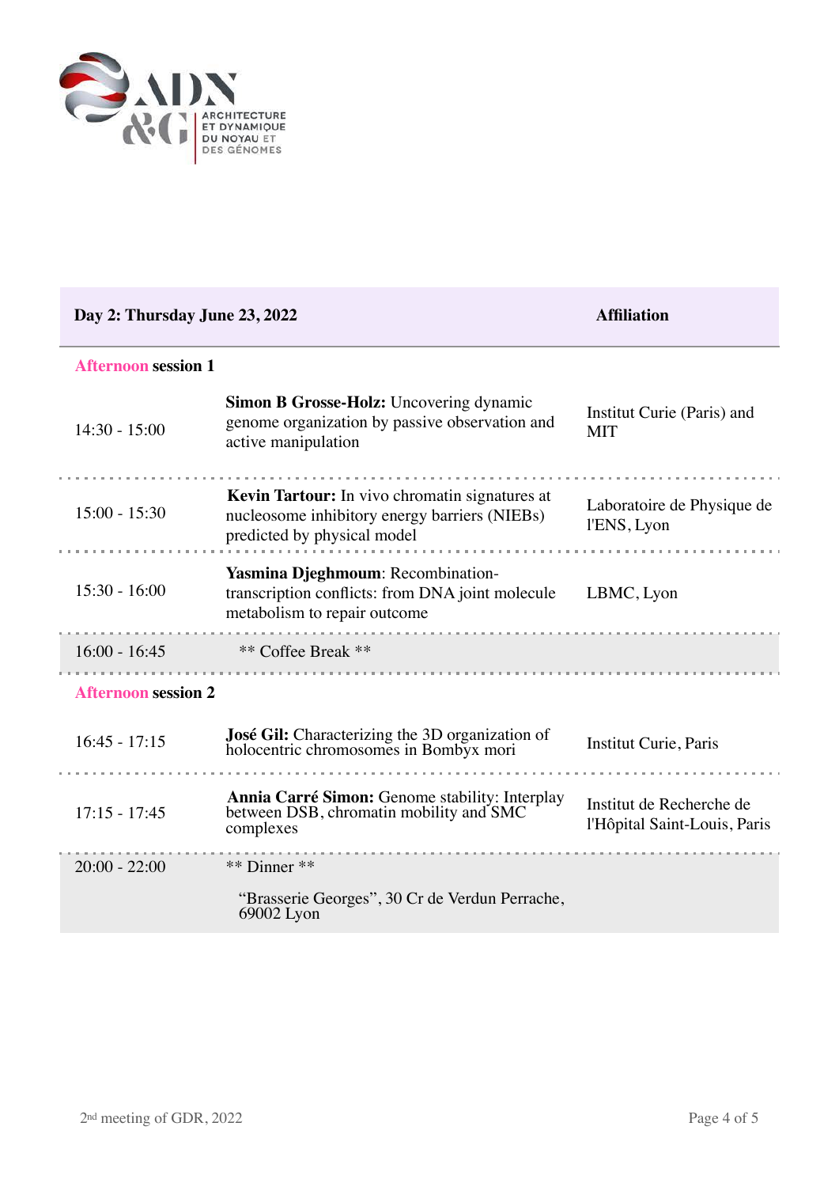| Day 2: Thursday June 23, 2022 | | Affiliation |
|---|---|---|
| **Afternoon session 1** | | |
| 14:30 - 15:00 | **Simon B Grosse-Holz:** Uncovering dynamic genome organization by passive observation and active manipulation | Institut Curie (Paris) and MIT |
| 15:00 - 15:30 | **Kevin Tartour:** In vivo chromatin signatures at nucleosome inhibitory energy barriers (NIEBs) predicted by physical model | Laboratoire de Physique de l'ENS, Lyon |
| 15:30 - 16:00 | **Yasmina Djeghmoum**: Recombination-transcription conflicts: from DNA joint molecule metabolism to repair outcome | LBMC, Lyon |
| 16:00 - 16:45 | ** Coffee Break ** | |
| **Afternoon session 2** | | |
| 16:45 - 17:15 | **José Gil:** Characterizing the 3D organization of holocentric chromosomes in Bombyx mori | Institut Curie, Paris |
| 17:15 - 17:45 | **Annia Carré Simon:** Genome stability: Interplay between DSB, chromatin mobility and SMC complexes | Institut de Recherche de l'Hôpital Saint-Louis, Paris |
| 20:00 - 22:00 | ** Dinner ** “Brasserie Georges”, 30 Cr de Verdun Perrache, 69002 Lyon | |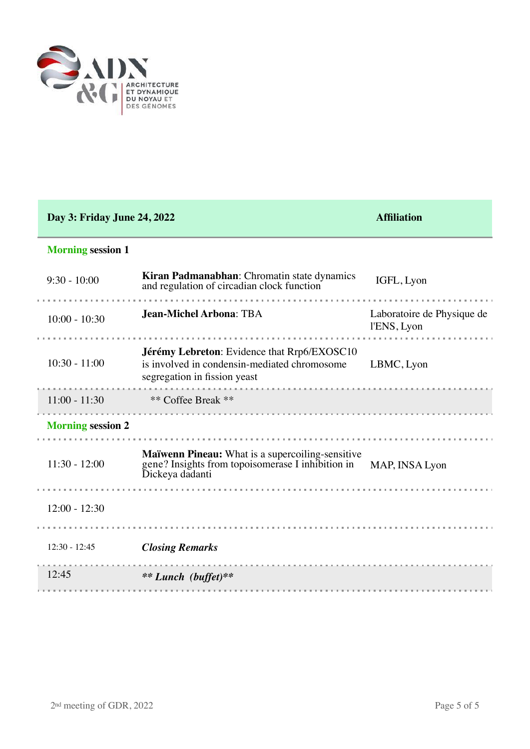| Day 3: Friday June 24, 2022 | | Affiliation |
|---|---|---|
| **Morning session 1** | | |
| 9:30 - 10:00 | **Kiran Padmanabhan**: Chromatin state dynamics and regulation of circadian clock function | IGFL, Lyon |
| 10:00 - 10:30 | **Jean-Michel Arbona**: TBA | Laboratoire de Physique de l'ENS, Lyon |
| 10:30 - 11:00 | **Jérémy Lebreton**: Evidence that Rrp6/EXOSC10 is involved in condensin-mediated chromosome segregation in fission yeast | LBMC, Lyon |
| 11:00 - 11:30 | ** Coffee Break ** | |
| **Morning session 2** | | |
| 11:30 - 12:00 | **Maïwenn Pineau:** What is a supercoiling-sensitive gene? Insights from topoisomerase I inhibition in Dickeya dadanti | MAP, INSA Lyon |
| 12:00 - 12:30 | | |
| 12:30 - 12:45 | ***Closing Remarks*** | |
| 12:45 | ***\*\* Lunch (buffet)\*\**** | |